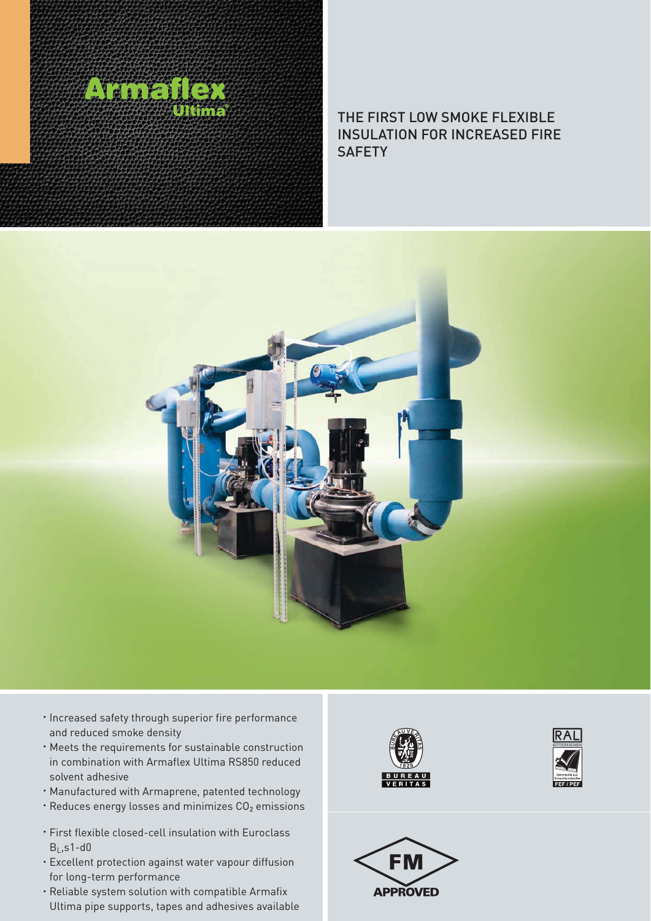# Armaflex Ultima®

## THE FIRST LOW SMOKE FLEXIBLE INSULATION FOR INCREASED FIRE SAFETY

- Increased safety through superior fire performance and reduced smoke density
- Meets the requirements for sustainable construction in combination with Armaflex Ultima RS850 reduced solvent adhesive
- Manufactured with Armaprene, patented technology
- Reduces energy losses and minimizes $CO_2$ emissions
- First flexible closed-cell insulation with Euroclass $B_L$,s1-d0
- Excellent protection against water vapour diffusion for long-term performance
- Reliable system solution with compatible Armafix Ultima pipe supports, tapes and adhesives available

BUREAU VERITAS 1828

RAL GÜTEZEICHEN FEF / PEF

FM APPROVED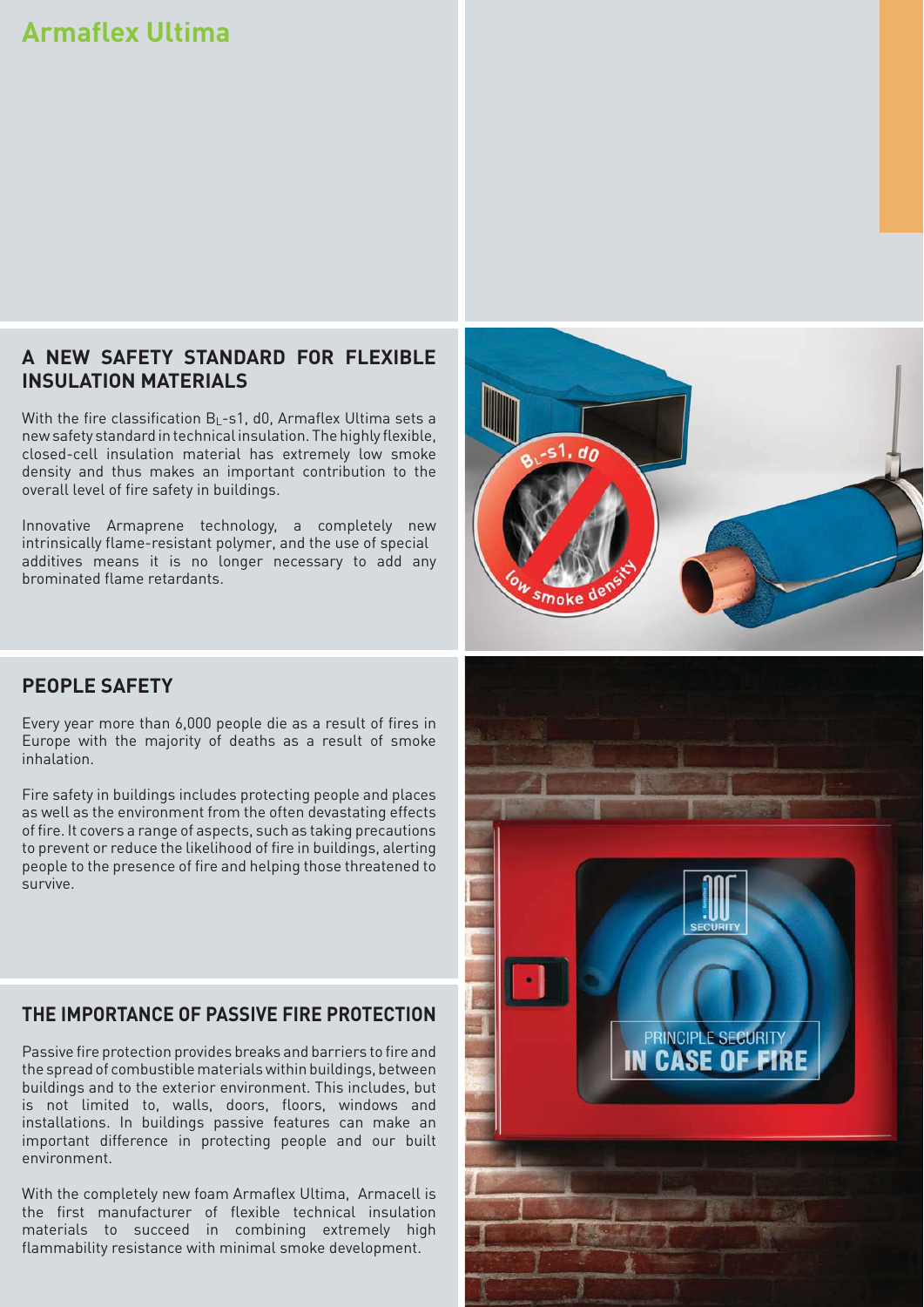# Armaflex Ultima

## A NEW SAFETY STANDARD FOR FLEXIBLE INSULATION MATERIALS

With the fire classification $B_L$-s1, d0, Armaflex Ultima sets a new safety standard in technical insulation. The highly flexible, closed-cell insulation material has extremely low smoke density and thus makes an important contribution to the overall level of fire safety in buildings.

Innovative Armaprene technology, a completely new intrinsically flame-resistant polymer, and the use of special additives means it is no longer necessary to add any brominated flame retardants.

## PEOPLE SAFETY

Every year more than 6,000 people die as a result of fires in Europe with the majority of deaths as a result of smoke inhalation.

Fire safety in buildings includes protecting people and places as well as the environment from the often devastating effects of fire. It covers a range of aspects, such as taking precautions to prevent or reduce the likelihood of fire in buildings, alerting people to the presence of fire and helping those threatened to survive.

## THE IMPORTANCE OF PASSIVE FIRE PROTECTION

Passive fire protection provides breaks and barriers to fire and the spread of combustible materials within buildings, between buildings and to the exterior environment. This includes, but is not limited to, walls, doors, floors, windows and installations. In buildings passive features can make an important difference in protecting people and our built environment.

With the completely new foam Armaflex Ultima, Armacell is the first manufacturer of flexible technical insulation materials to succeed in combining extremely high flammability resistance with minimal smoke development.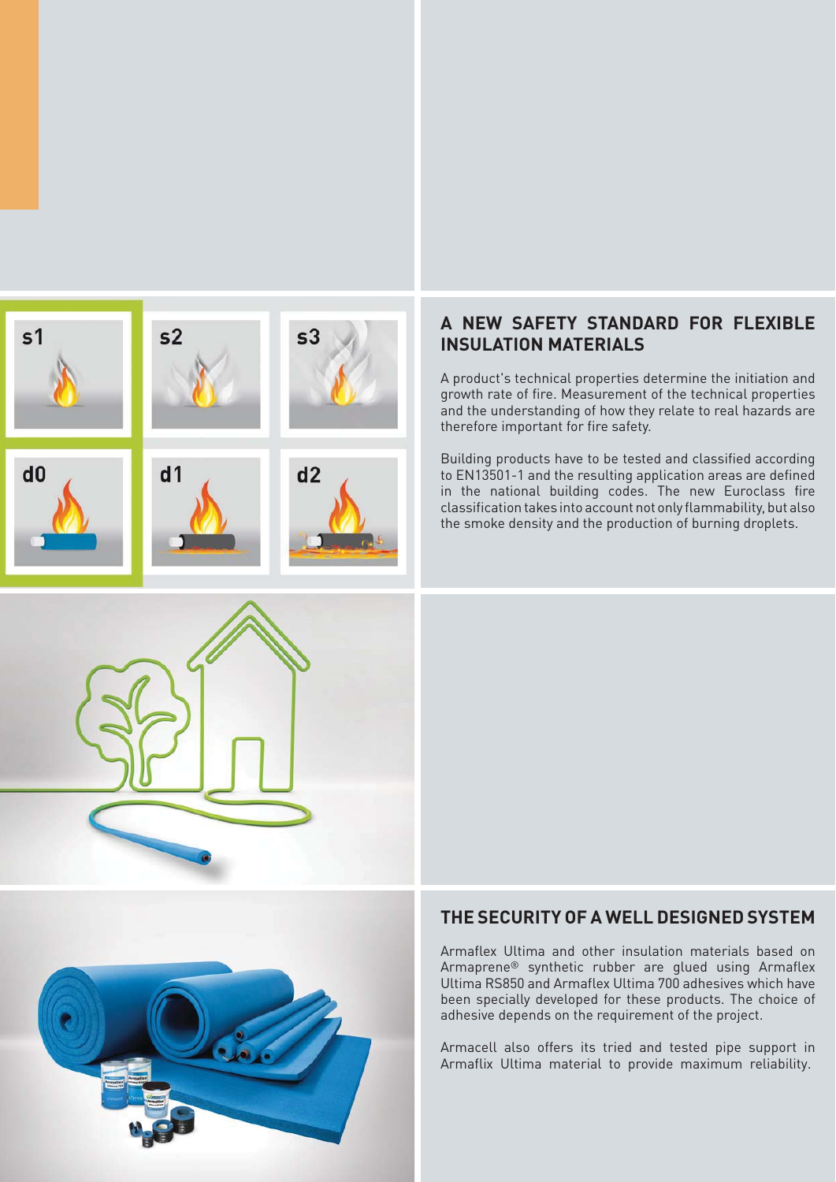## A NEW SAFETY STANDARD FOR FLEXIBLE INSULATION MATERIALS

A product's technical properties determine the initiation and growth rate of fire. Measurement of the technical properties and the understanding of how they relate to real hazards are therefore important for fire safety.

Building products have to be tested and classified according to EN13501-1 and the resulting application areas are defined in the national building codes. The new Euroclass fire classification takes into account not only flammability, but also the smoke density and the production of burning droplets.

## THE SECURITY OF A WELL DESIGNED SYSTEM

Armaflex Ultima and other insulation materials based on Armaprene® synthetic rubber are glued using Armaflex Ultima RS850 and Armaflex Ultima 700 adhesives which have been specially developed for these products. The choice of adhesive depends on the requirement of the project.

Armacell also offers its tried and tested pipe support in Armaflix Ultima material to provide maximum reliability.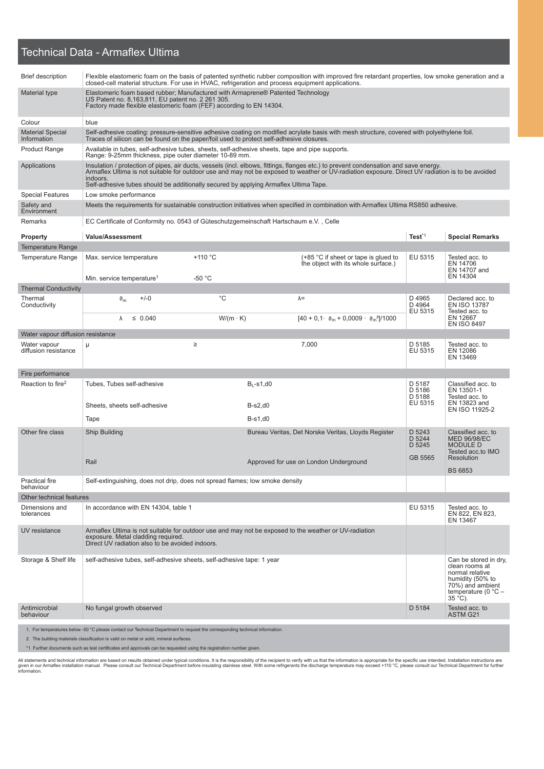# Technical Data - Armaflex Ultima

| | |
|---|---|
| Brief description | Flexible elastomeric foam on the basis of patented synthetic rubber composition with improved fire retardant properties, low smoke generation and a closed-cell material structure. For use in HVAC, refrigeration and process equipment applications. |
| Material type | Elastomeric foam based rubber; Manufactured with Armaprene® Patented Technology<br>US Patent no. 8,163,811, EU patent no. 2 261 305.<br>Factory made flexible elastomeric foam (FEF) according to EN 14304. |
| Colour | blue |
| Material Special Information | Self-adhesive coating: pressure-sensitive adhesive coating on modified acrylate basis with mesh structure, covered with polyethylene foil. Traces of silicon can be found on the paper/foil used to protect self-adhesive closures. |
| Product Range | Available in tubes, self-adhesive tubes, sheets, self-adhesive sheets, tape and pipe supports.<br>Range: 9-25mm thickness, pipe outer diameter 10-89 mm. |
| Applications | Insulation / protection of pipes, air ducts, vessels (incl. elbows, fittings, flanges etc.) to prevent condensation and save energy. Armaflex Ultima is not suitable for outdoor use and may not be exposed to weather or UV-radiation exposure. Direct UV radiation is to be avoided indoors.<br>Self-adhesive tubes should be additionally secured by applying Armaflex Ultima Tape. |
| Special Features | Low smoke performance |
| Safety and Environment | Meets the requirements for sustainable construction initiatives when specified in combination with Armaflex Ultima RS850 adhesive. |
| Remarks | EC Certificate of Conformity no. 0543 of Güteschutzgemeinschaft Hartschaum e.V. , Celle |

| Property | Value/Assessment | | | Test[*1] | Special Remarks |
|---|---|---|---|---|---|
| **Temperature Range** | | | | | |
| Temperature Range | Max. service temperature | +110 °C | (+85 °C if sheet or tape is glued to the object with its whole surface.) | EU 5315 | Tested acc. to EN 14706 EN 14707 and EN 14304 |
| | Min. service temperature[1] | -50 °C | | | |
| **Thermal Conductivity** | | | | | |
| Thermal Conductivity | $\vartheta_m$ +/-0 | °C | λ= | D 4965 D 4964 EU 5315 | Declared acc. to EN ISO 13787 Tested acc. to EN 12667 EN ISO 8497 |
| | λ ≤ 0.040 | W/(m · K) | $[40 + 0{,}1 \cdot \vartheta_m + 0{,}0009 \cdot \vartheta_m^2]/1000$ | | |
| **Water vapour diffusion resistance** | | | | | |
| Water vapour diffusion resistance | μ | ≥ | 7,000 | D 5185 EU 5315 | Tested acc. to EN 12086 EN 13469 |
| **Fire performance** | | | | | |
| Reaction to fire[2] | Tubes, Tubes self-adhesive | $B_L$-s1,d0 | | D 5187 D 5186 D 5188 EU 5315 | Classified acc. to EN 13501-1 Tested acc. to EN 13823 and EN ISO 11925-2 |
| | Sheets, sheets self-adhesive | B-s2,d0 | | | |
| | Tape | B-s1,d0 | | | |
| Other fire class | Ship Building | Bureau Veritas, Det Norske Veritas, Lloyds Register | | D 5243 D 5244 D 5245 | Classified acc. to MED 96/98/EC MODULE D Tested acc.to IMO Resolution |
| | Rail | Approved for use on London Underground | | GB 5565 | BS 6853 |
| Practical fire behaviour | Self-extinguishing, does not drip, does not spread flames; low smoke density | | | | |
| **Other technical features** | | | | | |
| Dimensions and tolerances | In accordance with EN 14304, table 1 | | | EU 5315 | Tested acc. to EN 822, EN 823, EN 13467 |
| UV resistance | Armaflex Ultima is not suitable for outdoor use and may not be exposed to the weather or UV-radiation exposure. Metal cladding required.<br>Direct UV radiation also to be avoided indoors. | | | | |
| Storage & Shelf life | self-adhesive tubes, self-adhesive sheets, self-adhesive tape: 1 year | | | | Can be stored in dry, clean rooms at normal relative humidity (50% to 70%) and ambient temperature (0 °C – 35 °C). |
| Antimicrobial behaviour | No fungal growth observed | | | D 5184 | Tested acc. to ASTM G21 |

1. For temperatures below -50 °C please contact our Technical Department to request the corresponding technical information.

2. The building materials classification is valid on metal or solid, mineral surfaces.

*1 Further documents such as test certificates and approvals can be requested using the registration number given.

All statements and technical information are based on results obtained under typical conditions. It is the responsibility of the recipient to verify with us that the information is appropriate for the specific use intended. Installation instructions are given in our Armaflex installation manual. Please consult our Technical Department before insulating stainless steel. With some refrigerants the discharge temperature may exceed +110 °C, please consult our Technical Department for further information.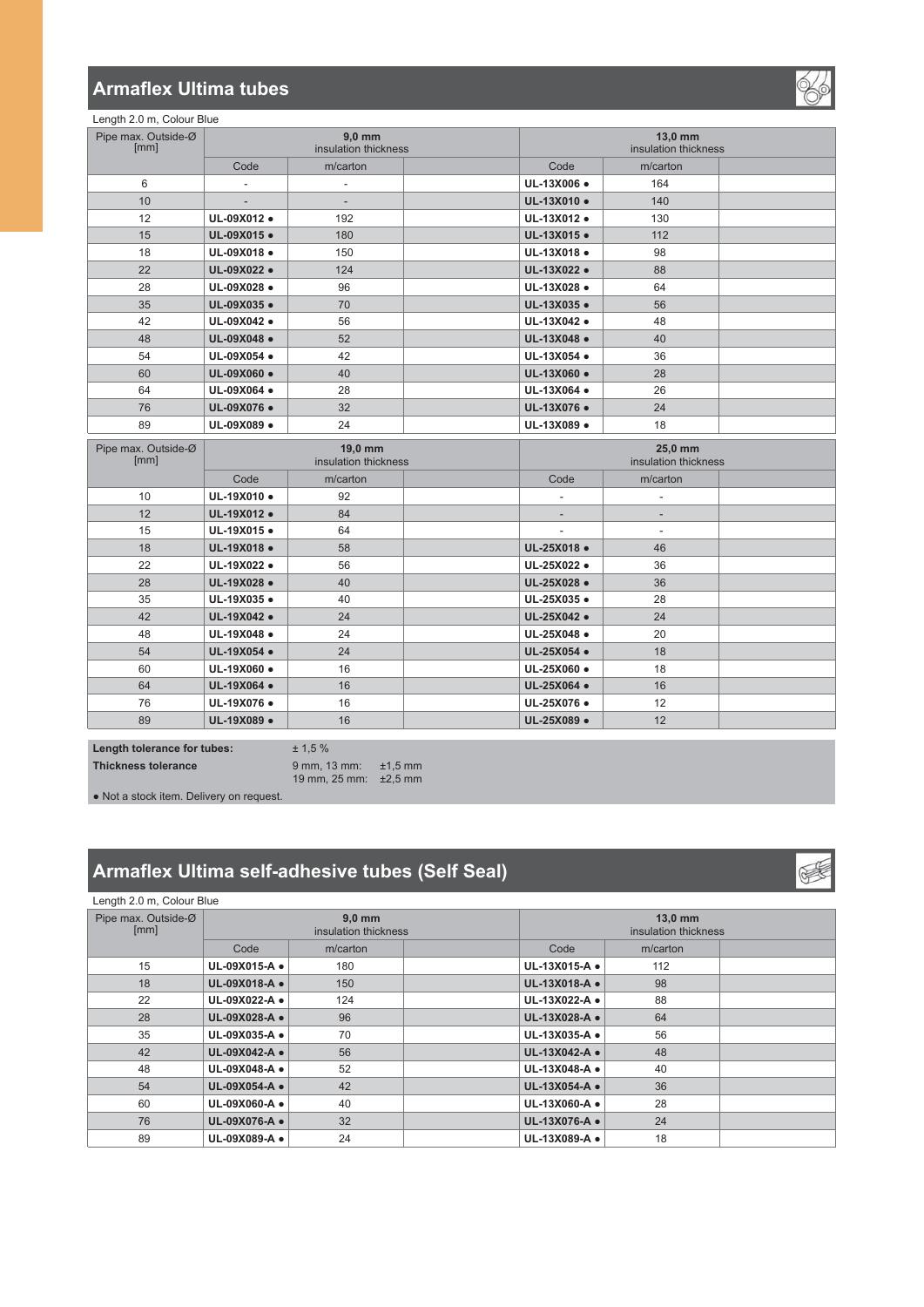## Armaflex Ultima tubes

Length 2.0 m, Colour Blue

| Pipe max. Outside-Ø [mm] | 9,0 mm insulation thickness | | | 13,0 mm insulation thickness | | |
|---|---|---|---|---|---|---|
| | Code | m/carton | | Code | m/carton | |
| 6 | - | - | | UL-13X006 ● | 164 | |
| 10 | - | - | | UL-13X010 ● | 140 | |
| 12 | UL-09X012 ● | 192 | | UL-13X012 ● | 130 | |
| 15 | UL-09X015 ● | 180 | | UL-13X015 ● | 112 | |
| 18 | UL-09X018 ● | 150 | | UL-13X018 ● | 98 | |
| 22 | UL-09X022 ● | 124 | | UL-13X022 ● | 88 | |
| 28 | UL-09X028 ● | 96 | | UL-13X028 ● | 64 | |
| 35 | UL-09X035 ● | 70 | | UL-13X035 ● | 56 | |
| 42 | UL-09X042 ● | 56 | | UL-13X042 ● | 48 | |
| 48 | UL-09X048 ● | 52 | | UL-13X048 ● | 40 | |
| 54 | UL-09X054 ● | 42 | | UL-13X054 ● | 36 | |
| 60 | UL-09X060 ● | 40 | | UL-13X060 ● | 28 | |
| 64 | UL-09X064 ● | 28 | | UL-13X064 ● | 26 | |
| 76 | UL-09X076 ● | 32 | | UL-13X076 ● | 24 | |
| 89 | UL-09X089 ● | 24 | | UL-13X089 ● | 18 | |

| Pipe max. Outside-Ø [mm] | 19,0 mm insulation thickness | | | 25,0 mm insulation thickness | | |
|---|---|---|---|---|---|---|
| | Code | m/carton | | Code | m/carton | |
| 10 | UL-19X010 ● | 92 | | - | - | |
| 12 | UL-19X012 ● | 84 | | - | - | |
| 15 | UL-19X015 ● | 64 | | - | - | |
| 18 | UL-19X018 ● | 58 | | UL-25X018 ● | 46 | |
| 22 | UL-19X022 ● | 56 | | UL-25X022 ● | 36 | |
| 28 | UL-19X028 ● | 40 | | UL-25X028 ● | 36 | |
| 35 | UL-19X035 ● | 40 | | UL-25X035 ● | 28 | |
| 42 | UL-19X042 ● | 24 | | UL-25X042 ● | 24 | |
| 48 | UL-19X048 ● | 24 | | UL-25X048 ● | 20 | |
| 54 | UL-19X054 ● | 24 | | UL-25X054 ● | 18 | |
| 60 | UL-19X060 ● | 16 | | UL-25X060 ● | 18 | |
| 64 | UL-19X064 ● | 16 | | UL-25X064 ● | 16 | |
| 76 | UL-19X076 ● | 16 | | UL-25X076 ● | 12 | |
| 89 | UL-19X089 ● | 16 | | UL-25X089 ● | 12 | |

**Length tolerance for tubes:** ± 1,5 %

**Thickness tolerance** 9 mm, 13 mm: ±1,5 mm
19 mm, 25 mm: ±2,5 mm

● Not a stock item. Delivery on request.

## Armaflex Ultima self-adhesive tubes (Self Seal)

Length 2.0 m, Colour Blue

| Pipe max. Outside-Ø [mm] | 9,0 mm insulation thickness | | | 13,0 mm insulation thickness | | |
|---|---|---|---|---|---|---|
| | Code | m/carton | | Code | m/carton | |
| 15 | UL-09X015-A ● | 180 | | UL-13X015-A ● | 112 | |
| 18 | UL-09X018-A ● | 150 | | UL-13X018-A ● | 98 | |
| 22 | UL-09X022-A ● | 124 | | UL-13X022-A ● | 88 | |
| 28 | UL-09X028-A ● | 96 | | UL-13X028-A ● | 64 | |
| 35 | UL-09X035-A ● | 70 | | UL-13X035-A ● | 56 | |
| 42 | UL-09X042-A ● | 56 | | UL-13X042-A ● | 48 | |
| 48 | UL-09X048-A ● | 52 | | UL-13X048-A ● | 40 | |
| 54 | UL-09X054-A ● | 42 | | UL-13X054-A ● | 36 | |
| 60 | UL-09X060-A ● | 40 | | UL-13X060-A ● | 28 | |
| 76 | UL-09X076-A ● | 32 | | UL-13X076-A ● | 24 | |
| 89 | UL-09X089-A ● | 24 | | UL-13X089-A ● | 18 | |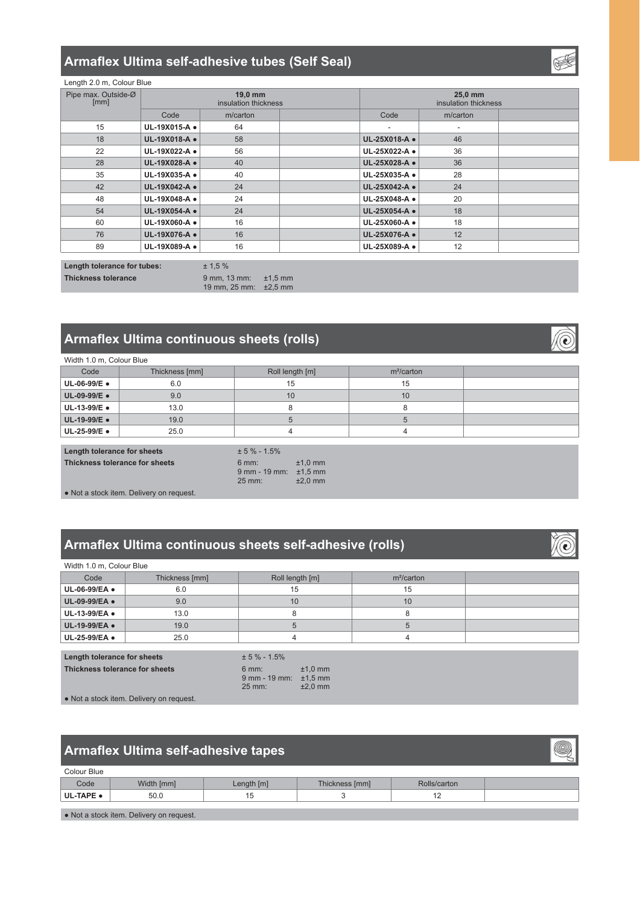## Armaflex Ultima self-adhesive tubes (Self Seal)

Length 2.0 m, Colour Blue

| Pipe max. Outside-Ø [mm] | 19,0 mm insulation thickness | | | 25,0 mm insulation thickness | | |
|---|---|---|---|---|---|---|
| | Code | m/carton | | Code | m/carton | |
| 15 | **UL-19X015-A •** | 64 | | - | - | |
| 18 | **UL-19X018-A •** | 58 | | **UL-25X018-A •** | 46 | |
| 22 | **UL-19X022-A •** | 56 | | **UL-25X022-A •** | 36 | |
| 28 | **UL-19X028-A •** | 40 | | **UL-25X028-A •** | 36 | |
| 35 | **UL-19X035-A •** | 40 | | **UL-25X035-A •** | 28 | |
| 42 | **UL-19X042-A •** | 24 | | **UL-25X042-A •** | 24 | |
| 48 | **UL-19X048-A •** | 24 | | **UL-25X048-A •** | 20 | |
| 54 | **UL-19X054-A •** | 24 | | **UL-25X054-A •** | 18 | |
| 60 | **UL-19X060-A •** | 16 | | **UL-25X060-A •** | 18 | |
| 76 | **UL-19X076-A •** | 16 | | **UL-25X076-A •** | 12 | |
| 89 | **UL-19X089-A •** | 16 | | **UL-25X089-A •** | 12 | |

**Length tolerance for tubes:** ± 1,5 %

**Thickness tolerance**
9 mm, 13 mm: ±1,5 mm
19 mm, 25 mm: ±2,5 mm

## Armaflex Ultima continuous sheets (rolls)

Width 1.0 m, Colour Blue

| Code | Thickness [mm] | Roll length [m] | m²/carton | |
|---|---|---|---|---|
| **UL-06-99/E •** | 6.0 | 15 | 15 | |
| **UL-09-99/E •** | 9.0 | 10 | 10 | |
| **UL-13-99/E •** | 13.0 | 8 | 8 | |
| **UL-19-99/E •** | 19.0 | 5 | 5 | |
| **UL-25-99/E •** | 25.0 | 4 | 4 | |

**Length tolerance for sheets** ± 5 % - 1.5%

**Thickness tolerance for sheets**
6 mm: ±1,0 mm
9 mm - 19 mm: ±1,5 mm
25 mm: ±2,0 mm

• Not a stock item. Delivery on request.

## Armaflex Ultima continuous sheets self-adhesive (rolls)

Width 1.0 m, Colour Blue

| Code | Thickness [mm] | Roll length [m] | m²/carton | |
|---|---|---|---|---|
| **UL-06-99/EA •** | 6.0 | 15 | 15 | |
| **UL-09-99/EA •** | 9.0 | 10 | 10 | |
| **UL-13-99/EA •** | 13.0 | 8 | 8 | |
| **UL-19-99/EA •** | 19.0 | 5 | 5 | |
| **UL-25-99/EA •** | 25.0 | 4 | 4 | |

**Length tolerance for sheets** ± 5 % - 1.5%

**Thickness tolerance for sheets**
6 mm: ±1,0 mm
9 mm - 19 mm: ±1,5 mm
25 mm: ±2,0 mm

• Not a stock item. Delivery on request.

## Armaflex Ultima self-adhesive tapes

Colour Blue

| Code | Width [mm] | Length [m] | Thickness [mm] | Rolls/carton | |
|---|---|---|---|---|---|
| **UL-TAPE •** | 50.0 | 15 | 3 | 12 | |

• Not a stock item. Delivery on request.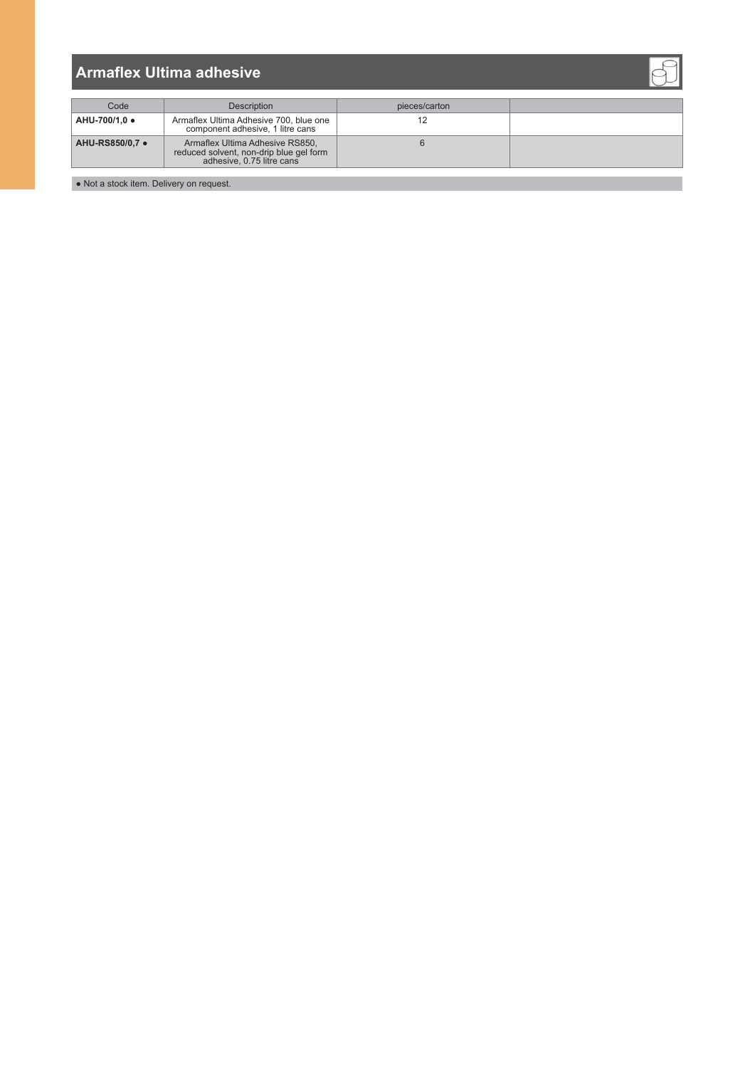## Armaflex Ultima adhesive

| Code | Description | pieces/carton | |
|---|---|---|---|
| **AHU-700/1,0 ●** | Armaflex Ultima Adhesive 700, blue one component adhesive, 1 litre cans | 12 | |
| **AHU-RS850/0,7 ●** | Armaflex Ultima Adhesive RS850, reduced solvent, non-drip blue gel form adhesive, 0.75 litre cans | 6 | |

● Not a stock item. Delivery on request.